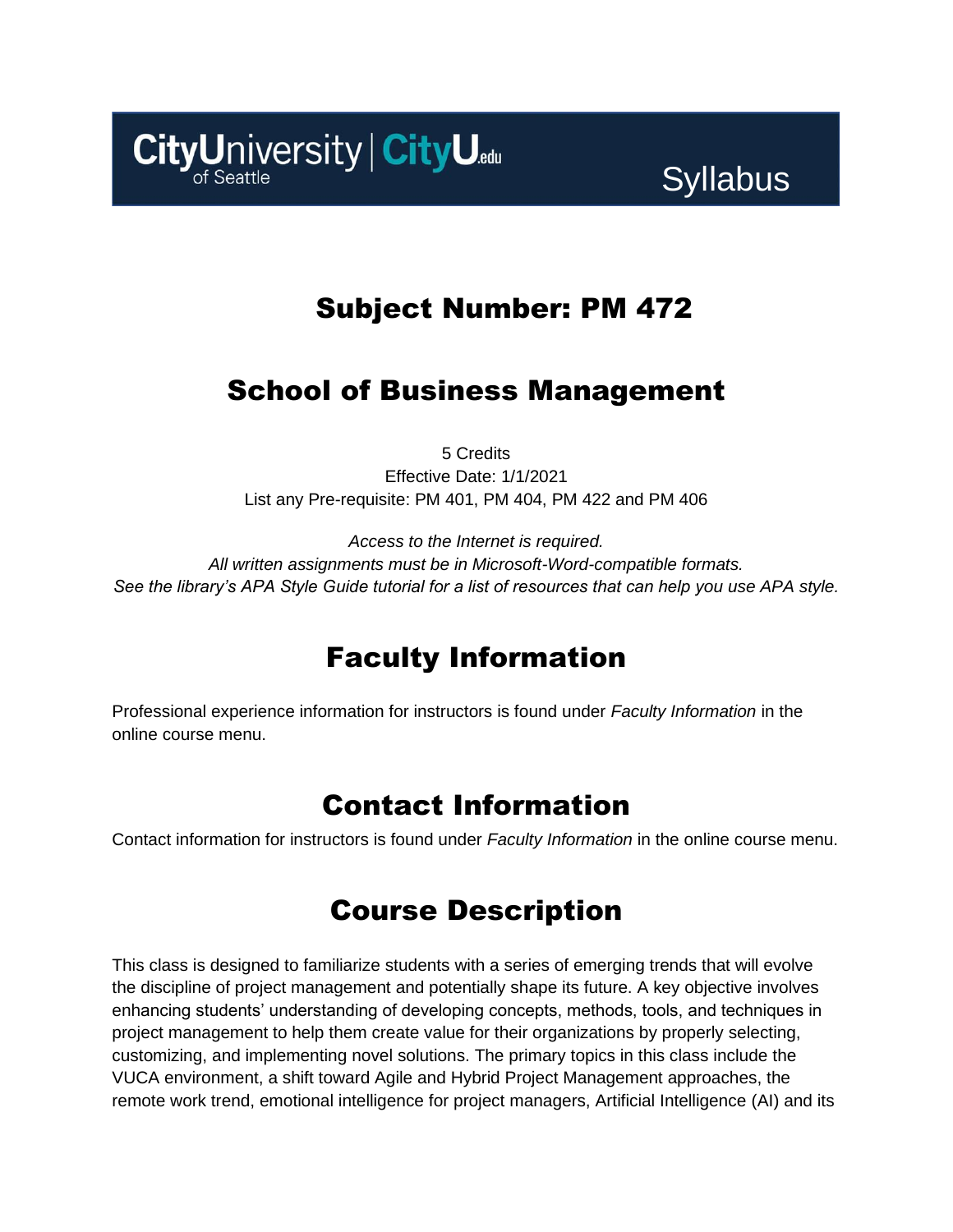CityUniversity of Seattle | CityU.edu

Syllabus

# Subject Number: PM 472

# School of Business Management

5 Credits
Effective Date: 1/1/2021
List any Pre-requisite: PM 401, PM 404, PM 422 and PM 406

*Access to the Internet is required.*
*All written assignments must be in Microsoft-Word-compatible formats.*
*See the library's APA Style Guide tutorial for a list of resources that can help you use APA style.*

# Faculty Information

Professional experience information for instructors is found under *Faculty Information* in the online course menu.

# Contact Information

Contact information for instructors is found under *Faculty Information* in the online course menu.

# Course Description

This class is designed to familiarize students with a series of emerging trends that will evolve the discipline of project management and potentially shape its future. A key objective involves enhancing students' understanding of developing concepts, methods, tools, and techniques in project management to help them create value for their organizations by properly selecting, customizing, and implementing novel solutions. The primary topics in this class include the VUCA environment, a shift toward Agile and Hybrid Project Management approaches, the remote work trend, emotional intelligence for project managers, Artificial Intelligence (AI) and its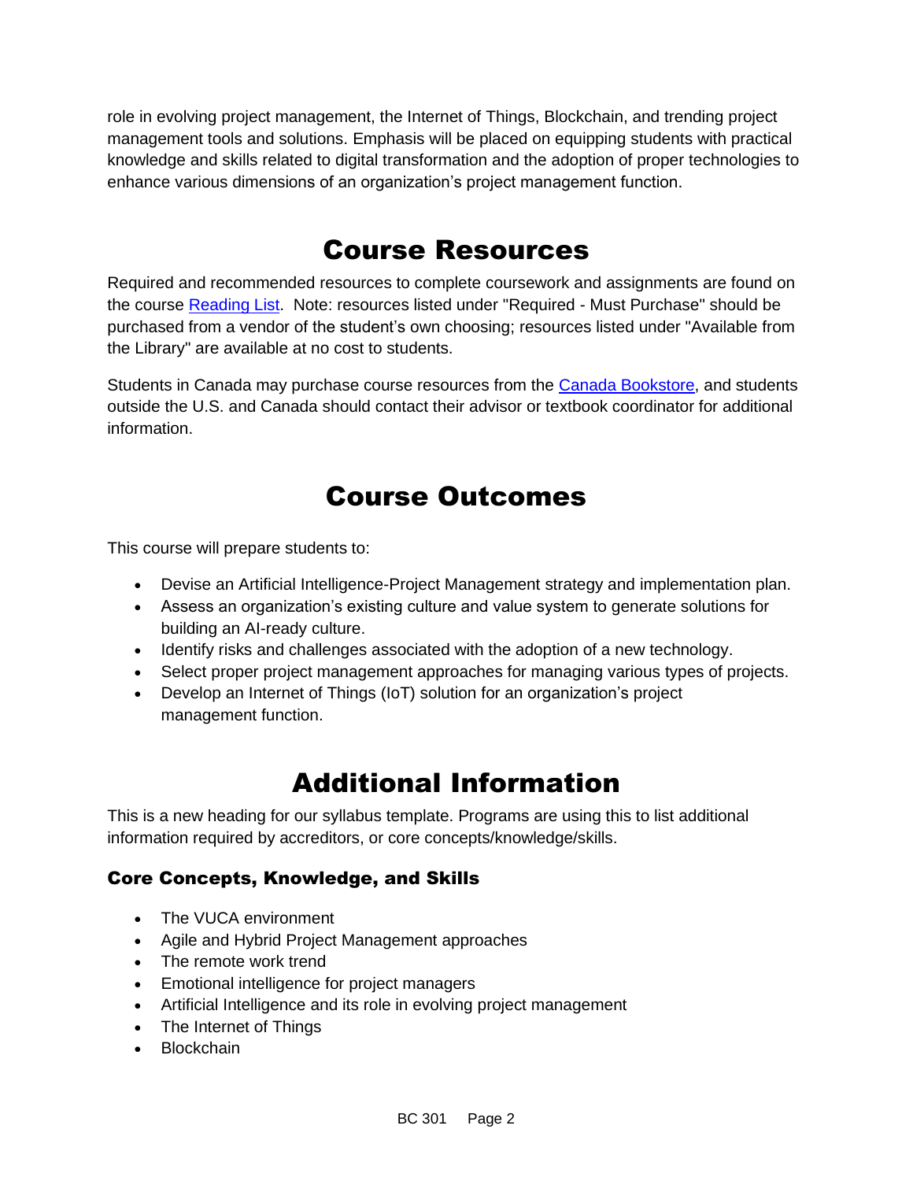role in evolving project management, the Internet of Things, Blockchain, and trending project management tools and solutions. Emphasis will be placed on equipping students with practical knowledge and skills related to digital transformation and the adoption of proper technologies to enhance various dimensions of an organization's project management function.

# Course Resources

Required and recommended resources to complete coursework and assignments are found on the course [Reading List](). Note: resources listed under "Required - Must Purchase" should be purchased from a vendor of the student's own choosing; resources listed under "Available from the Library" are available at no cost to students.

Students in Canada may purchase course resources from the [Canada Bookstore](), and students outside the U.S. and Canada should contact their advisor or textbook coordinator for additional information.

# Course Outcomes

This course will prepare students to:

- Devise an Artificial Intelligence-Project Management strategy and implementation plan.
- Assess an organization's existing culture and value system to generate solutions for building an AI-ready culture.
- Identify risks and challenges associated with the adoption of a new technology.
- Select proper project management approaches for managing various types of projects.
- Develop an Internet of Things (IoT) solution for an organization's project management function.

# Additional Information

This is a new heading for our syllabus template. Programs are using this to list additional information required by accreditors, or core concepts/knowledge/skills.

### Core Concepts, Knowledge, and Skills

- The VUCA environment
- Agile and Hybrid Project Management approaches
- The remote work trend
- Emotional intelligence for project managers
- Artificial Intelligence and its role in evolving project management
- The Internet of Things
- Blockchain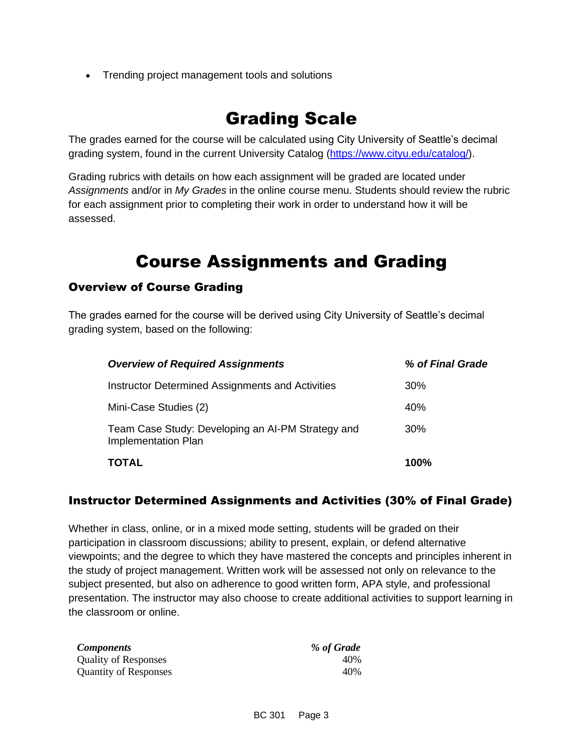- Trending project management tools and solutions

# Grading Scale

The grades earned for the course will be calculated using City University of Seattle's decimal grading system, found in the current University Catalog (https://www.cityu.edu/catalog/).

Grading rubrics with details on how each assignment will be graded are located under *Assignments* and/or in *My Grades* in the online course menu. Students should review the rubric for each assignment prior to completing their work in order to understand how it will be assessed.

# Course Assignments and Grading

## Overview of Course Grading

The grades earned for the course will be derived using City University of Seattle's decimal grading system, based on the following:

| *Overview of Required Assignments* | *% of Final Grade* |
|---|---|
| Instructor Determined Assignments and Activities | 30% |
| Mini-Case Studies (2) | 40% |
| Team Case Study: Developing an AI-PM Strategy and Implementation Plan | 30% |
| **TOTAL** | **100%** |

## Instructor Determined Assignments and Activities (30% of Final Grade)

Whether in class, online, or in a mixed mode setting, students will be graded on their participation in classroom discussions; ability to present, explain, or defend alternative viewpoints; and the degree to which they have mastered the concepts and principles inherent in the study of project management. Written work will be assessed not only on relevance to the subject presented, but also on adherence to good written form, APA style, and professional presentation. The instructor may also choose to create additional activities to support learning in the classroom or online.

| *Components* | *% of Grade* |
|---|---|
| Quality of Responses | 40% |
| Quantity of Responses | 40% |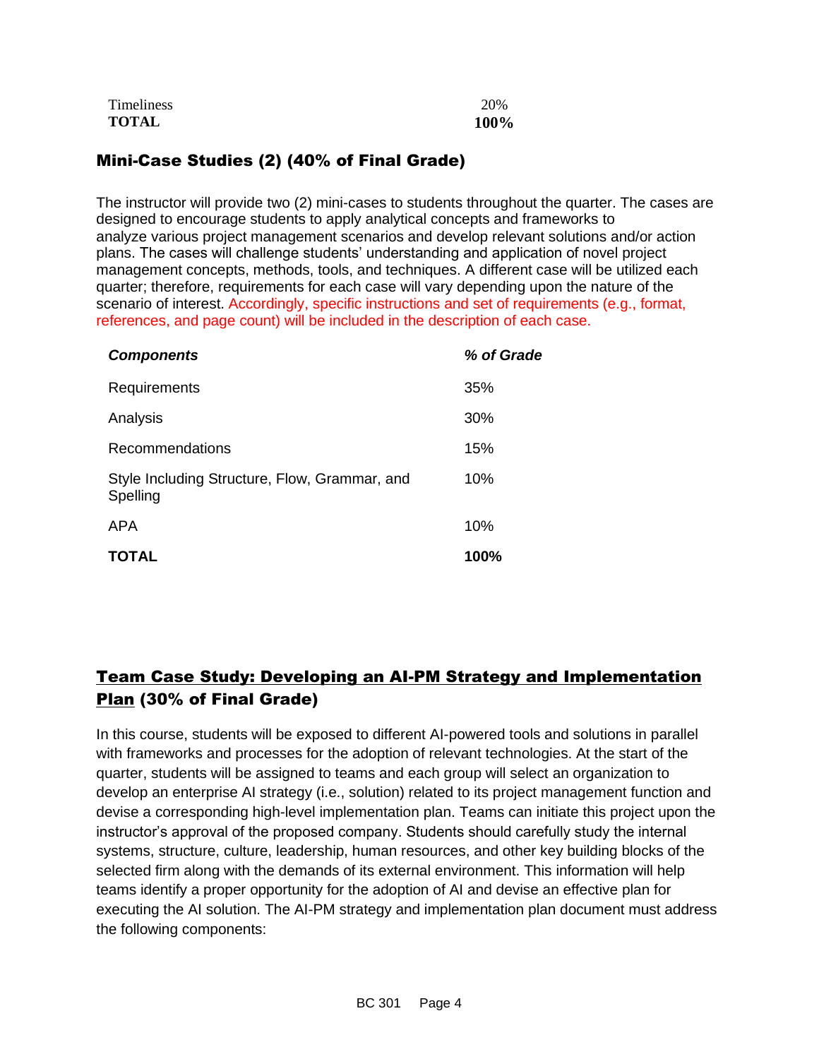| | |
|---|---|
| Timeliness | 20% |
| **TOTAL** | **100%** |

## Mini-Case Studies (2) (40% of Final Grade)

The instructor will provide two (2) mini-cases to students throughout the quarter. The cases are designed to encourage students to apply analytical concepts and frameworks to analyze various project management scenarios and develop relevant solutions and/or action plans. The cases will challenge students' understanding and application of novel project management concepts, methods, tools, and techniques. A different case will be utilized each quarter; therefore, requirements for each case will vary depending upon the nature of the scenario of interest. Accordingly, specific instructions and set of requirements (e.g., format, references, and page count) will be included in the description of each case.

| ***Components*** | ***% of Grade*** |
|---|---|
| Requirements | 35% |
| Analysis | 30% |
| Recommendations | 15% |
| Style Including Structure, Flow, Grammar, and Spelling | 10% |
| APA | 10% |
| **TOTAL** | **100%** |

## Team Case Study: Developing an AI-PM Strategy and Implementation Plan (30% of Final Grade)

In this course, students will be exposed to different AI-powered tools and solutions in parallel with frameworks and processes for the adoption of relevant technologies. At the start of the quarter, students will be assigned to teams and each group will select an organization to develop an enterprise AI strategy (i.e., solution) related to its project management function and devise a corresponding high-level implementation plan. Teams can initiate this project upon the instructor's approval of the proposed company. Students should carefully study the internal systems, structure, culture, leadership, human resources, and other key building blocks of the selected firm along with the demands of its external environment. This information will help teams identify a proper opportunity for the adoption of AI and devise an effective plan for executing the AI solution. The AI-PM strategy and implementation plan document must address the following components: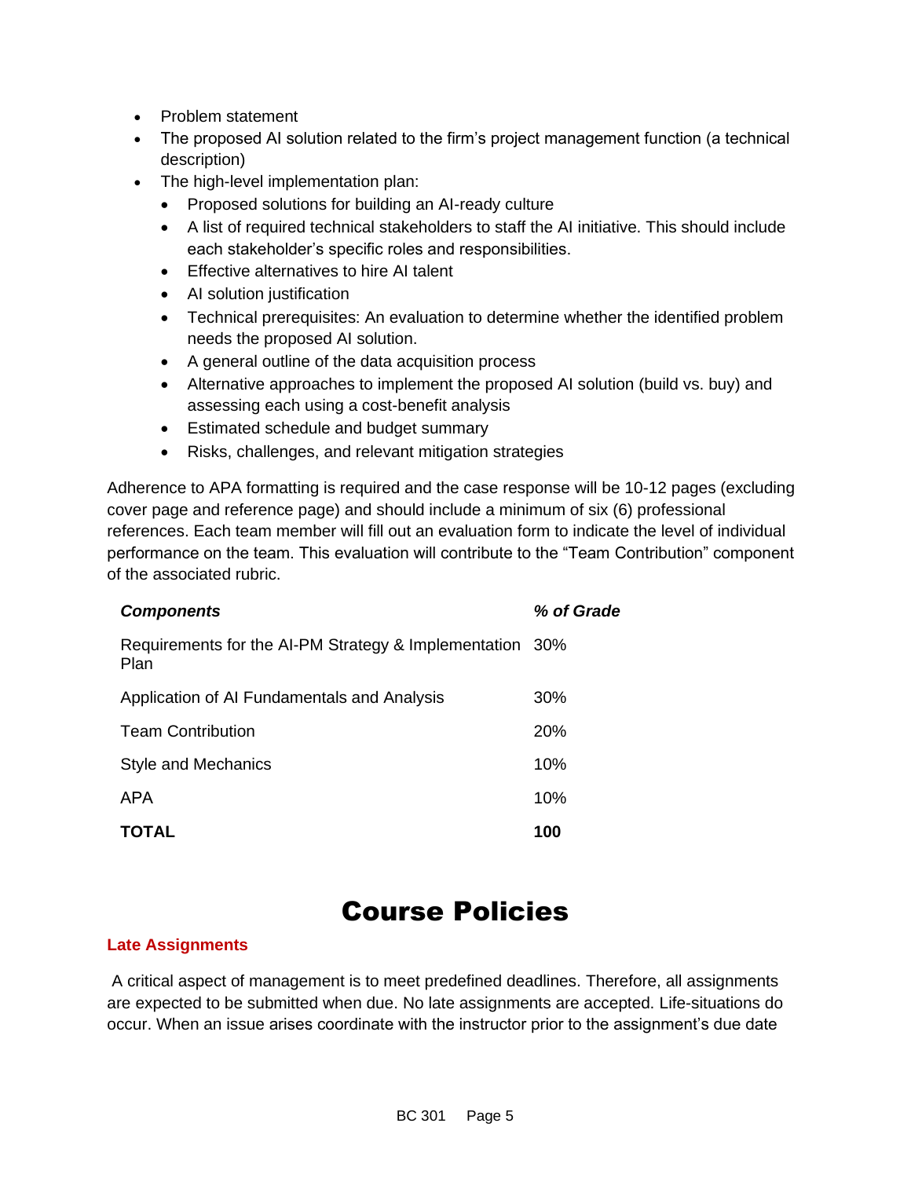- Problem statement
- The proposed AI solution related to the firm's project management function (a technical description)
- The high-level implementation plan:
    - Proposed solutions for building an AI-ready culture
    - A list of required technical stakeholders to staff the AI initiative. This should include each stakeholder's specific roles and responsibilities.
    - Effective alternatives to hire AI talent
    - AI solution justification
    - Technical prerequisites: An evaluation to determine whether the identified problem needs the proposed AI solution.
    - A general outline of the data acquisition process
    - Alternative approaches to implement the proposed AI solution (build vs. buy) and assessing each using a cost-benefit analysis
    - Estimated schedule and budget summary
    - Risks, challenges, and relevant mitigation strategies

Adherence to APA formatting is required and the case response will be 10-12 pages (excluding cover page and reference page) and should include a minimum of six (6) professional references. Each team member will fill out an evaluation form to indicate the level of individual performance on the team. This evaluation will contribute to the "Team Contribution" component of the associated rubric.

| ***Components*** | ***% of Grade*** |
|---|---|
| Requirements for the AI-PM Strategy & Implementation Plan | 30% |
| Application of AI Fundamentals and Analysis | 30% |
| Team Contribution | 20% |
| Style and Mechanics | 10% |
| APA | 10% |
| **TOTAL** | **100** |

# Course Policies

### Late Assignments

A critical aspect of management is to meet predefined deadlines. Therefore, all assignments are expected to be submitted when due. No late assignments are accepted. Life-situations do occur. When an issue arises coordinate with the instructor prior to the assignment's due date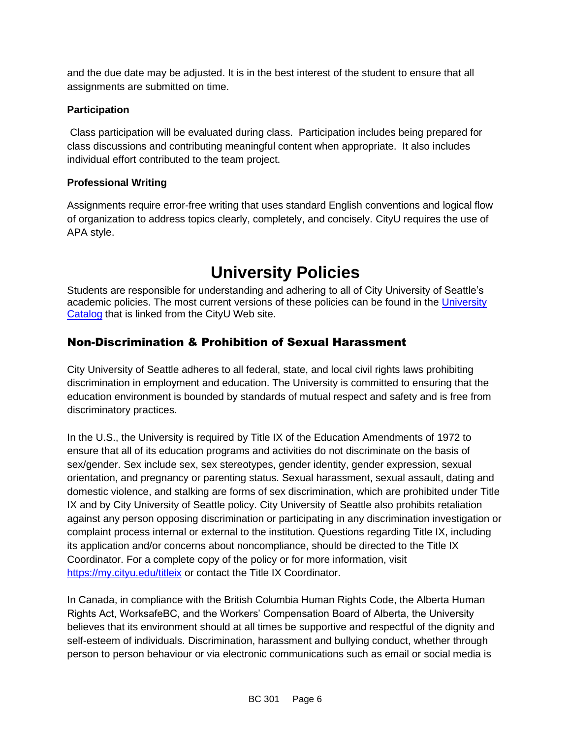and the due date may be adjusted. It is in the best interest of the student to ensure that all assignments are submitted on time.

### Participation

Class participation will be evaluated during class. Participation includes being prepared for class discussions and contributing meaningful content when appropriate. It also includes individual effort contributed to the team project.

### Professional Writing

Assignments require error-free writing that uses standard English conventions and logical flow of organization to address topics clearly, completely, and concisely. CityU requires the use of APA style.

# University Policies

Students are responsible for understanding and adhering to all of City University of Seattle's academic policies. The most current versions of these policies can be found in the [University Catalog](#) that is linked from the CityU Web site.

## Non-Discrimination & Prohibition of Sexual Harassment

City University of Seattle adheres to all federal, state, and local civil rights laws prohibiting discrimination in employment and education. The University is committed to ensuring that the education environment is bounded by standards of mutual respect and safety and is free from discriminatory practices.

In the U.S., the University is required by Title IX of the Education Amendments of 1972 to ensure that all of its education programs and activities do not discriminate on the basis of sex/gender. Sex include sex, sex stereotypes, gender identity, gender expression, sexual orientation, and pregnancy or parenting status. Sexual harassment, sexual assault, dating and domestic violence, and stalking are forms of sex discrimination, which are prohibited under Title IX and by City University of Seattle policy. City University of Seattle also prohibits retaliation against any person opposing discrimination or participating in any discrimination investigation or complaint process internal or external to the institution. Questions regarding Title IX, including its application and/or concerns about noncompliance, should be directed to the Title IX Coordinator. For a complete copy of the policy or for more information, visit [https://my.cityu.edu/titleix](https://my.cityu.edu/titleix) or contact the Title IX Coordinator.

In Canada, in compliance with the British Columbia Human Rights Code, the Alberta Human Rights Act, WorksafeBC, and the Workers' Compensation Board of Alberta, the University believes that its environment should at all times be supportive and respectful of the dignity and self-esteem of individuals. Discrimination, harassment and bullying conduct, whether through person to person behaviour or via electronic communications such as email or social media is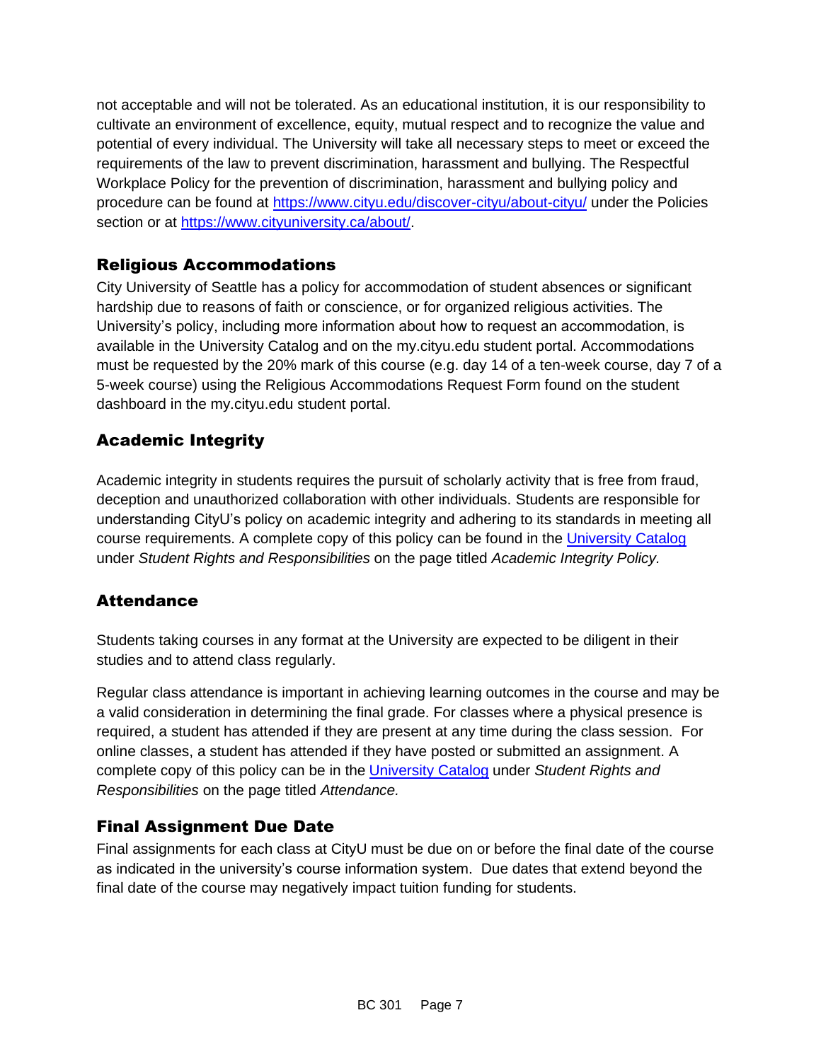not acceptable and will not be tolerated. As an educational institution, it is our responsibility to cultivate an environment of excellence, equity, mutual respect and to recognize the value and potential of every individual. The University will take all necessary steps to meet or exceed the requirements of the law to prevent discrimination, harassment and bullying. The Respectful Workplace Policy for the prevention of discrimination, harassment and bullying policy and procedure can be found at [https://www.cityu.edu/discover-cityu/about-cityu/](https://www.cityu.edu/discover-cityu/about-cityu/) under the Policies section or at [https://www.cityuniversity.ca/about/](https://www.cityuniversity.ca/about/).

## Religious Accommodations

City University of Seattle has a policy for accommodation of student absences or significant hardship due to reasons of faith or conscience, or for organized religious activities. The University's policy, including more information about how to request an accommodation, is available in the University Catalog and on the my.cityu.edu student portal. Accommodations must be requested by the 20% mark of this course (e.g. day 14 of a ten-week course, day 7 of a 5-week course) using the Religious Accommodations Request Form found on the student dashboard in the my.cityu.edu student portal.

## Academic Integrity

Academic integrity in students requires the pursuit of scholarly activity that is free from fraud, deception and unauthorized collaboration with other individuals. Students are responsible for understanding CityU's policy on academic integrity and adhering to its standards in meeting all course requirements. A complete copy of this policy can be found in the University Catalog under *Student Rights and Responsibilities* on the page titled *Academic Integrity Policy.*

## Attendance

Students taking courses in any format at the University are expected to be diligent in their studies and to attend class regularly.

Regular class attendance is important in achieving learning outcomes in the course and may be a valid consideration in determining the final grade. For classes where a physical presence is required, a student has attended if they are present at any time during the class session. For online classes, a student has attended if they have posted or submitted an assignment. A complete copy of this policy can be in the University Catalog under *Student Rights and Responsibilities* on the page titled *Attendance.*

## Final Assignment Due Date

Final assignments for each class at CityU must be due on or before the final date of the course as indicated in the university's course information system. Due dates that extend beyond the final date of the course may negatively impact tuition funding for students.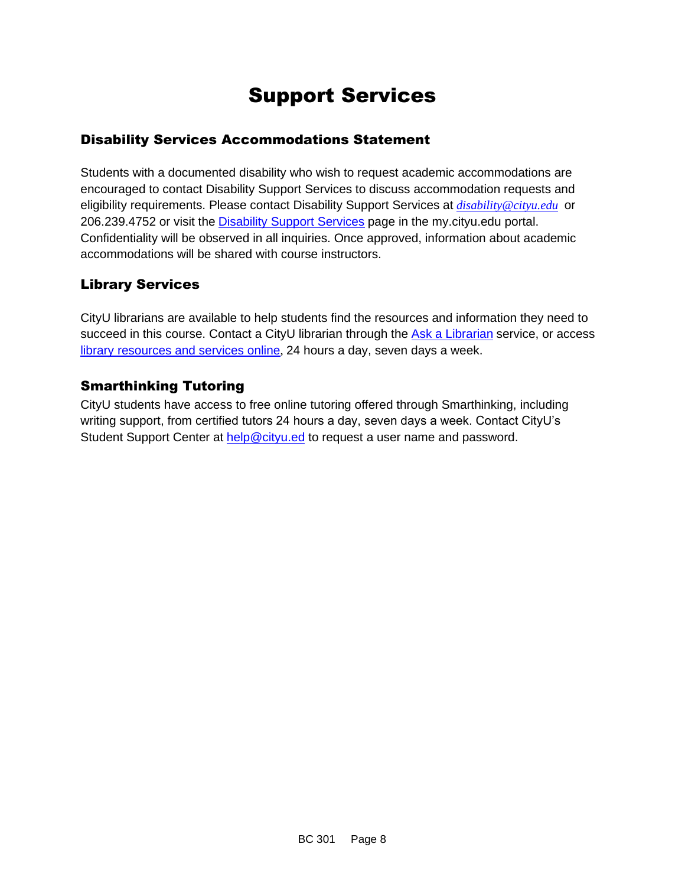# Support Services

## Disability Services Accommodations Statement

Students with a documented disability who wish to request academic accommodations are encouraged to contact Disability Support Services to discuss accommodation requests and eligibility requirements. Please contact Disability Support Services at *disability@cityu.edu* or 206.239.4752 or visit the Disability Support Services page in the my.cityu.edu portal. Confidentiality will be observed in all inquiries. Once approved, information about academic accommodations will be shared with course instructors.

## Library Services

CityU librarians are available to help students find the resources and information they need to succeed in this course. Contact a CityU librarian through the Ask a Librarian service, or access library resources and services online, 24 hours a day, seven days a week.

## Smarthinking Tutoring

CityU students have access to free online tutoring offered through Smarthinking, including writing support, from certified tutors 24 hours a day, seven days a week. Contact CityU's Student Support Center at help@cityu.ed to request a user name and password.